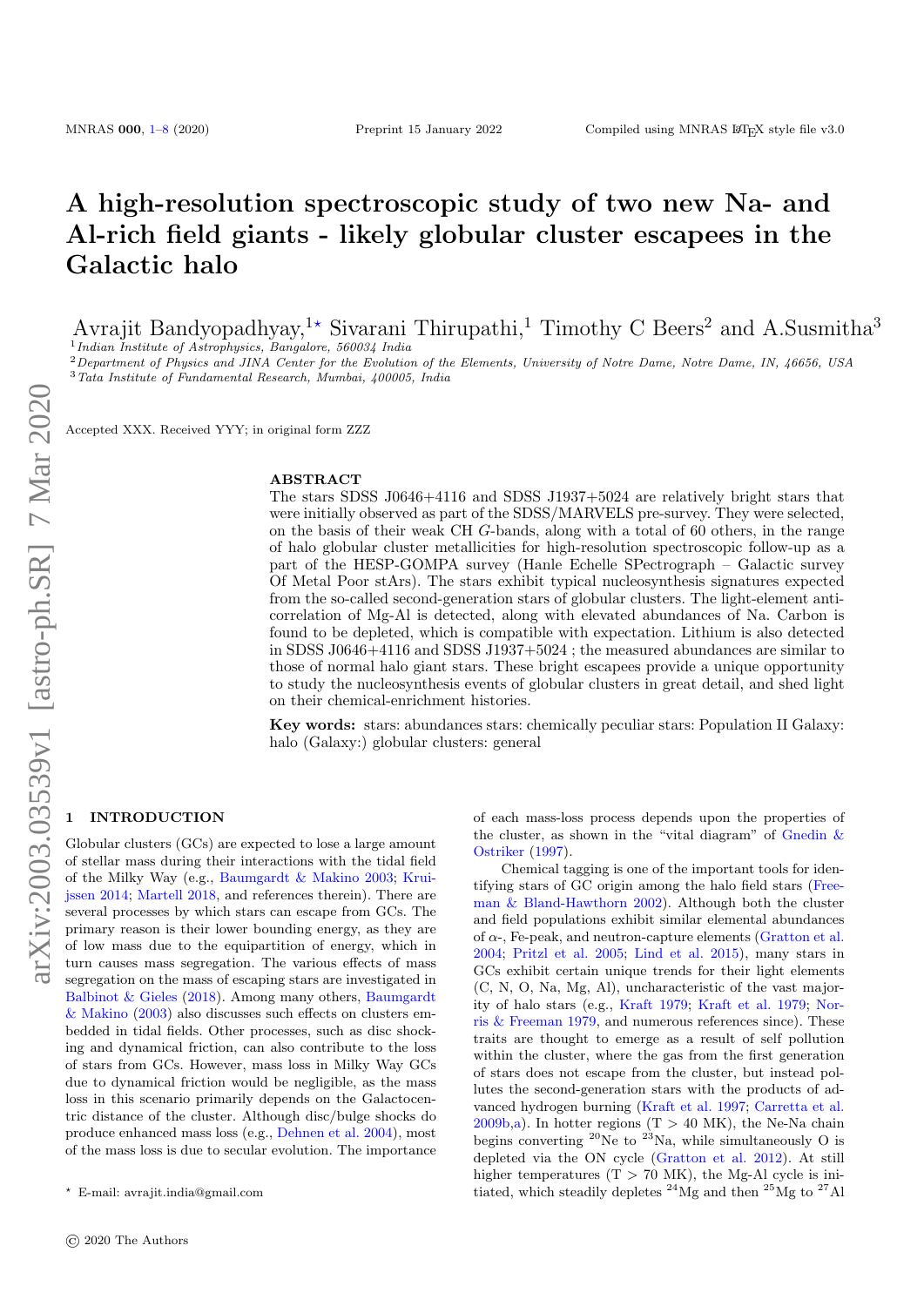# A high-resolution spectroscopic study of two new Na- and Al-rich field giants - likely globular cluster escapees in the Galactic halo

Avrajit Bandyopadhyay,[1⋆] Sivarani Thirupathi,[1] Timothy C Beers[2] and A.Susmitha[3]

[1] Indian Institute of Astrophysics, Bangalore, 560034 India
[2] Department of Physics and JINA Center for the Evolution of the Elements, University of Notre Dame, Notre Dame, IN, 46656, USA
[3] Tata Institute of Fundamental Research, Mumbai, 400005, India

Accepted XXX. Received YYY; in original form ZZZ

## ABSTRACT

The stars SDSS J0646+4116 and SDSS J1937+5024 are relatively bright stars that were initially observed as part of the SDSS/MARVELS pre-survey. They were selected, on the basis of their weak CH *G*-bands, along with a total of 60 others, in the range of halo globular cluster metallicities for high-resolution spectroscopic follow-up as a part of the HESP-GOMPA survey (Hanle Echelle SPectrograph – Galactic survey Of Metal Poor stArs). The stars exhibit typical nucleosynthesis signatures expected from the so-called second-generation stars of globular clusters. The light-element anti-correlation of Mg-Al is detected, along with elevated abundances of Na. Carbon is found to be depleted, which is compatible with expectation. Lithium is also detected in SDSS J0646+4116 and SDSS J1937+5024 ; the measured abundances are similar to those of normal halo giant stars. These bright escapees provide a unique opportunity to study the nucleosynthesis events of globular clusters in great detail, and shed light on their chemical-enrichment histories.

**Key words:** stars: abundances stars: chemically peculiar stars: Population II Galaxy: halo (Galaxy:) globular clusters: general

## 1 INTRODUCTION

Globular clusters (GCs) are expected to lose a large amount of stellar mass during their interactions with the tidal field of the Milky Way (e.g., Baumgardt & Makino 2003; Kruijssen 2014; Martell 2018, and references therein). There are several processes by which stars can escape from GCs. The primary reason is their lower bounding energy, as they are of low mass due to the equipartition of energy, which in turn causes mass segregation. The various effects of mass segregation on the mass of escaping stars are investigated in Balbinot & Gieles (2018). Among many others, Baumgardt & Makino (2003) also discusses such effects on clusters embedded in tidal fields. Other processes, such as disc shocking and dynamical friction, can also contribute to the loss of stars from GCs. However, mass loss in Milky Way GCs due to dynamical friction would be negligible, as the mass loss in this scenario primarily depends on the Galactocentric distance of the cluster. Although disc/bulge shocks do produce enhanced mass loss (e.g., Dehnen et al. 2004), most of the mass loss is due to secular evolution. The importance of each mass-loss process depends upon the properties of the cluster, as shown in the "vital diagram" of Gnedin & Ostriker (1997).

Chemical tagging is one of the important tools for identifying stars of GC origin among the halo field stars (Freeman & Bland-Hawthorn 2002). Although both the cluster and field populations exhibit similar elemental abundances of α-, Fe-peak, and neutron-capture elements (Gratton et al. 2004; Pritzl et al. 2005; Lind et al. 2015), many stars in GCs exhibit certain unique trends for their light elements (C, N, O, Na, Mg, Al), uncharacteristic of the vast majority of halo stars (e.g., Kraft 1979; Kraft et al. 1979; Norris & Freeman 1979, and numerous references since). These traits are thought to emerge as a result of self pollution within the cluster, where the gas from the first generation of stars does not escape from the cluster, but instead pollutes the second-generation stars with the products of advanced hydrogen burning (Kraft et al. 1997; Carretta et al. 2009b,a). In hotter regions (T > 40 MK), the Ne-Na chain begins converting $^{20}$Ne to $^{23}$Na, while simultaneously O is depleted via the ON cycle (Gratton et al. 2012). At still higher temperatures (T > 70 MK), the Mg-Al cycle is initiated, which steadily depletes $^{24}$Mg and then $^{25}$Mg to $^{27}$Al

⋆ E-mail: avrajit.india@gmail.com

© 2020 The Authors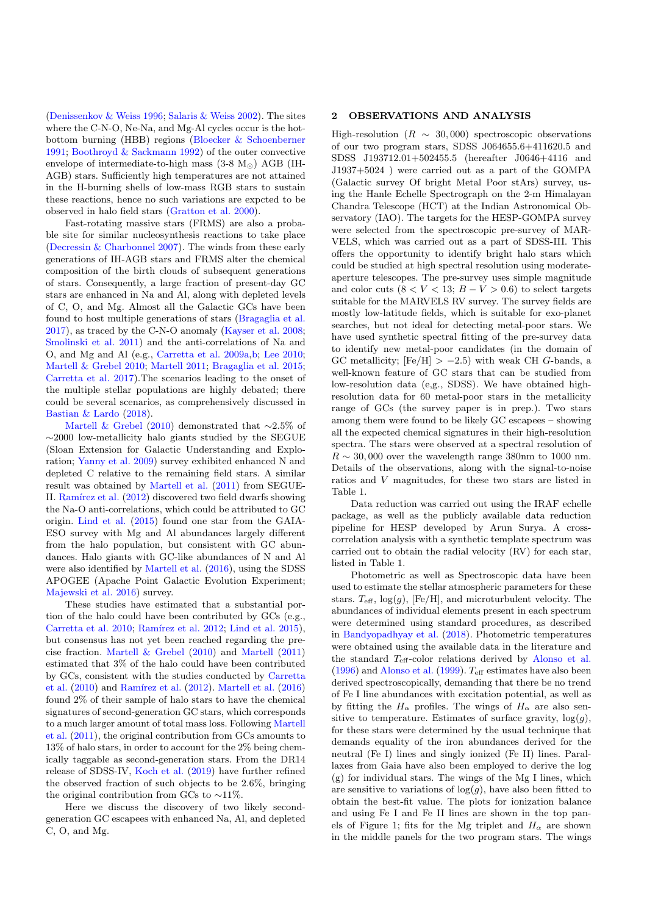(Denissenkov & Weiss 1996; Salaris & Weiss 2002). The sites where the C-N-O, Ne-Na, and Mg-Al cycles occur is the hot-bottom burning (HBB) regions (Bloecker & Schoenberner 1991; Boothroyd & Sackmann 1992) of the outer convective envelope of intermediate-to-high mass (3-8 $M_{\odot}$) AGB (IH-AGB) stars. Sufficiently high temperatures are not attained in the H-burning shells of low-mass RGB stars to sustain these reactions, hence no such variations are expcted to be observed in halo field stars (Gratton et al. 2000).

Fast-rotating massive stars (FRMS) are also a probable site for similar nucleosynthesis reactions to take place (Decressin & Charbonnel 2007). The winds from these early generations of IH-AGB stars and FRMS alter the chemical composition of the birth clouds of subsequent generations of stars. Consequently, a large fraction of present-day GC stars are enhanced in Na and Al, along with depleted levels of C, O, and Mg. Almost all the Galactic GCs have been found to host multiple generations of stars (Bragaglia et al. 2017), as traced by the C-N-O anomaly (Kayser et al. 2008; Smolinski et al. 2011) and the anti-correlations of Na and O, and Mg and Al (e.g., Carretta et al. 2009a,b; Lee 2010; Martell & Grebel 2010; Martell 2011; Bragaglia et al. 2015; Carretta et al. 2017).The scenarios leading to the onset of the multiple stellar populations are highly debated; there could be several scenarios, as comprehensively discussed in Bastian & Lardo (2018).

Martell & Grebel (2010) demonstrated that ∼2.5% of ∼2000 low-metallicity halo giants studied by the SEGUE (Sloan Extension for Galactic Understanding and Exploration; Yanny et al. 2009) survey exhibited enhanced N and depleted C relative to the remaining field stars. A similar result was obtained by Martell et al. (2011) from SEGUE-II. Ramírez et al. (2012) discovered two field dwarfs showing the Na-O anti-correlations, which could be attributed to GC origin. Lind et al. (2015) found one star from the GAIA-ESO survey with Mg and Al abundances largely different from the halo population, but consistent with GC abundances. Halo giants with GC-like abundances of N and Al were also identified by Martell et al. (2016), using the SDSS APOGEE (Apache Point Galactic Evolution Experiment; Majewski et al. 2016) survey.

These studies have estimated that a substantial portion of the halo could have been contributed by GCs (e.g., Carretta et al. 2010; Ramírez et al. 2012; Lind et al. 2015), but consensus has not yet been reached regarding the precise fraction. Martell & Grebel (2010) and Martell (2011) estimated that 3% of the halo could have been contributed by GCs, consistent with the studies conducted by Carretta et al. (2010) and Ramírez et al. (2012). Martell et al. (2016) found 2% of their sample of halo stars to have the chemical signatures of second-generation GC stars, which corresponds to a much larger amount of total mass loss. Following Martell et al. (2011), the original contribution from GCs amounts to 13% of halo stars, in order to account for the 2% being chemically taggable as second-generation stars. From the DR14 release of SDSS-IV, Koch et al. (2019) have further refined the observed fraction of such objects to be 2.6%, bringing the original contribution from GCs to ∼11%.

Here we discuss the discovery of two likely second-generation GC escapees with enhanced Na, Al, and depleted C, O, and Mg.

## 2 OBSERVATIONS AND ANALYSIS

High-resolution ($R \sim 30,000$) spectroscopic observations of our two program stars, SDSS J064655.6+411620.5 and SDSS J193712.01+502455.5 (hereafter J0646+4116 and J1937+5024 ) were carried out as a part of the GOMPA (Galactic survey Of bright Metal Poor stArs) survey, using the Hanle Echelle Spectrograph on the 2-m Himalayan Chandra Telescope (HCT) at the Indian Astronomical Observatory (IAO). The targets for the HESP-GOMPA survey were selected from the spectroscopic pre-survey of MARVELS, which was carried out as a part of SDSS-III. This offers the opportunity to identify bright halo stars which could be studied at high spectral resolution using moderate-aperture telescopes. The pre-survey uses simple magnitude and color cuts ($8 < V < 13$; $B - V > 0.6$) to select targets suitable for the MARVELS RV survey. The survey fields are mostly low-latitude fields, which is suitable for exo-planet searches, but not ideal for detecting metal-poor stars. We have used synthetic spectral fitting of the pre-survey data to identify new metal-poor candidates (in the domain of GC metallicity; [Fe/H] $> -2.5$) with weak CH $G$-bands, a well-known feature of GC stars that can be studied from low-resolution data (e,g., SDSS). We have obtained high-resolution data for 60 metal-poor stars in the metallicity range of GCs (the survey paper is in prep.). Two stars among them were found to be likely GC escapees – showing all the expected chemical signatures in their high-resolution spectra. The stars were observed at a spectral resolution of $R \sim 30,000$ over the wavelength range 380nm to 1000 nm. Details of the observations, along with the signal-to-noise ratios and $V$ magnitudes, for these two stars are listed in Table 1.

Data reduction was carried out using the IRAF echelle package, as well as the publicly available data reduction pipeline for HESP developed by Arun Surya. A cross-correlation analysis with a synthetic template spectrum was carried out to obtain the radial velocity (RV) for each star, listed in Table 1.

Photometric as well as Spectroscopic data have been used to estimate the stellar atmospheric parameters for these stars. $T_{\rm eff}$, log($g$), [Fe/H], and microturbulent velocity. The abundances of individual elements present in each spectrum were determined using standard procedures, as described in Bandyopadhyay et al. (2018). Photometric temperatures were obtained using the available data in the literature and the standard $T_{\rm eff}$-color relations derived by Alonso et al. (1996) and Alonso et al. (1999). $T_{\rm eff}$ estimates have also been derived spectroscopically, demanding that there be no trend of Fe I line abundances with excitation potential, as well as by fitting the $H_{\alpha}$ profiles. The wings of $H_{\alpha}$ are also sensitive to temperature. Estimates of surface gravity, log($g$), for these stars were determined by the usual technique that demands equality of the iron abundances derived for the neutral (Fe I) lines and singly ionized (Fe II) lines. Parallaxes from Gaia have also been employed to derive the log (g) for individual stars. The wings of the Mg I lines, which are sensitive to variations of log($g$), have also been fitted to obtain the best-fit value. The plots for ionization balance and using Fe I and Fe II lines are shown in the top panels of Figure 1; fits for the Mg triplet and $H_{\alpha}$ are shown in the middle panels for the two program stars. The wings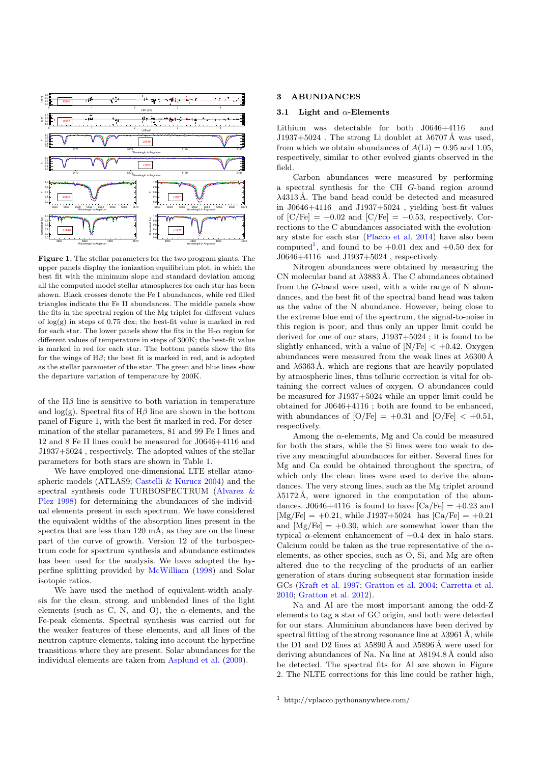**Figure 1.** The stellar parameters for the two program giants. The upper panels display the ionization equilibrium plot, in which the best fit with the minimum slope and standard deviation among all the computed model stellar atmospheres for each star has been shown. Black crosses denote the Fe I abundances, while red filled triangles indicate the Fe II abundances. The middle panels show the fits in the spectral region of the Mg triplet for different values of log(g) in steps of 0.75 dex; the best-fit value is marked in red for each star. The lower panels show the fits in the H-$\alpha$ region for different values of temperature in steps of 300K; the best-fit value is marked in red for each star. The bottom panels show the fits for the wings of H$\beta$; the best fit is marked in red, and is adopted as the stellar parameter of the star. The green and blue lines show the departure variation of temperature by 200K.

of the H$\beta$ line is sensitive to both variation in temperature and log(g). Spectral fits of H$\beta$ line are shown in the bottom panel of Figure 1, with the best fit marked in red. For determination of the stellar parameters, 81 and 99 Fe I lines and 12 and 8 Fe II lines could be measured for J0646+4116 and J1937+5024 , respectively. The adopted values of the stellar parameters for both stars are shown in Table 1.

We have employed one-dimensional LTE stellar atmospheric models (ATLAS9; Castelli & Kurucz 2004) and the spectral synthesis code TURBOSPECTRUM (Alvarez & Plez 1998) for determining the abundances of the individual elements present in each spectrum. We have considered the equivalent widths of the absorption lines present in the spectra that are less than 120 mÅ, as they are on the linear part of the curve of growth. Version 12 of the turbospectrum code for spectrum synthesis and abundance estimates has been used for the analysis. We have adopted the hyperfine splitting provided by McWilliam (1998) and Solar isotopic ratios.

We have used the method of equivalent-width analysis for the clean, strong, and unblended lines of the light elements (such as C, N, and O), the $\alpha$-elements, and the Fe-peak elements. Spectral synthesis was carried out for the weaker features of these elements, and all lines of the neutron-capture elements, taking into account the hyperfine transitions where they are present. Solar abundances for the individual elements are taken from Asplund et al. (2009).

## 3 ABUNDANCES

### 3.1 Light and $\alpha$-Elements

Lithium was detectable for both J0646+4116 and J1937+5024 . The strong Li doublet at $\lambda$6707 Å was used, from which we obtain abundances of $A(\mathrm{Li}) = 0.95$ and 1.05, respectively, similar to other evolved giants observed in the field.

Carbon abundances were measured by performing a spectral synthesis for the CH *G*-band region around $\lambda$4313 Å. The band head could be detected and measured in J0646+4116 and J1937+5024 , yielding best-fit values of [C/Fe] $= -0.02$ and [C/Fe] $= -0.53$, respectively. Corrections to the C abundances associated with the evolutionary state for each star (Placco et al. 2014) have also been computed[1], and found to be $+0.01$ dex and $+0.50$ dex for J0646+4116 and J1937+5024 , respectively.

Nitrogen abundances were obtained by measuring the CN molecular band at $\lambda$3883 Å. The C abundances obtained from the *G*-band were used, with a wide range of N abundances, and the best fit of the spectral band head was taken as the value of the N abundance. However, being close to the extreme blue end of the spectrum, the signal-to-noise in this region is poor, and thus only an upper limit could be derived for one of our stars, J1937+5024 ; it is found to be slightly enhanced, with a value of [N/Fe] $< +0.42$. Oxygen abundances were measured from the weak lines at $\lambda$6300 Å and $\lambda$6363 Å, which are regions that are heavily populated by atmospheric lines, thus telluric correction is vital for obtaining the correct values of oxygen. O abundances could be measured for J1937+5024 while an upper limit could be obtained for J0646+4116 ; both are found to be enhanced, with abundances of [O/Fe] $= +0.31$ and [O/Fe] $< +0.51$, respectively.

Among the $\alpha$-elements, Mg and Ca could be measured for both the stars, while the Si lines were too weak to derive any meaningful abundances for either. Several lines for Mg and Ca could be obtained throughout the spectra, of which only the clean lines were used to derive the abundances. The very strong lines, such as the Mg triplet around $\lambda$5172 Å, were ignored in the computation of the abundances. J0646+4116 is found to have [Ca/Fe] $= +0.23$ and [Mg/Fe] $= +0.21$, while J1937+5024 has [Ca/Fe] $= +0.21$ and [Mg/Fe] $= +0.30$, which are somewhat lower than the typical $\alpha$-element enhancement of $+0.4$ dex in halo stars. Calcium could be taken as the true representative of the $\alpha$-elements, as other species, such as O, Si, and Mg are often altered due to the recycling of the products of an earlier generation of stars during subsequent star formation inside GCs (Kraft et al. 1997; Gratton et al. 2004; Carretta et al. 2010; Gratton et al. 2012).

Na and Al are the most important among the odd-Z elements to tag a star of GC origin, and both were detected for our stars. Aluminium abundances have been derived by spectral fitting of the strong resonance line at $\lambda$3961 Å, while the D1 and D2 lines at $\lambda$5890 Å and $\lambda$5896 Å were used for deriving abundances of Na. Na line at $\lambda$8194.8 Å could also be detected. The spectral fits for Al are shown in Figure 2. The NLTE corrections for this line could be rather high,

[1] http://vplacco.pythonanywhere.com/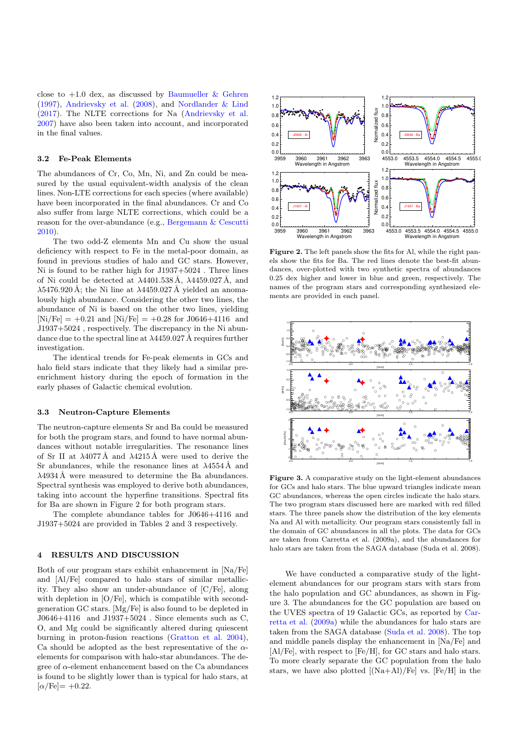close to +1.0 dex, as discussed by Baumueller & Gehren (1997), Andrievsky et al. (2008), and Nordlander & Lind (2017). The NLTE corrections for Na (Andrievsky et al. 2007) have also been taken into account, and incorporated in the final values.

### 3.2 Fe-Peak Elements

The abundances of Cr, Co, Mn, Ni, and Zn could be measured by the usual equivalent-width analysis of the clean lines. Non-LTE corrections for each species (where available) have been incorporated in the final abundances. Cr and Co also suffer from large NLTE corrections, which could be a reason for the over-abundance (e.g., Bergemann & Cescutti 2010).

The two odd-Z elements Mn and Cu show the usual deficiency with respect to Fe in the metal-poor domain, as found in previous studies of halo and GC stars. However, Ni is found to be rather high for J1937+5024 . Three lines of Ni could be detected at $\lambda$4401.538 Å, $\lambda$4459.027 Å, and $\lambda$5476.920 Å; the Ni line at $\lambda$4459.027 Å yielded an anomalously high abundance. Considering the other two lines, the abundance of Ni is based on the other two lines, yielding [Ni/Fe] = +0.21 and [Ni/Fe] = +0.28 for J0646+4116 and J1937+5024 , respectively. The discrepancy in the Ni abundance due to the spectral line at $\lambda$4459.027 Å requires further investigation.

The identical trends for Fe-peak elements in GCs and halo field stars indicate that they likely had a similar pre-enrichment history during the epoch of formation in the early phases of Galactic chemical evolution.

### 3.3 Neutron-Capture Elements

The neutron-capture elements Sr and Ba could be measured for both the program stars, and found to have normal abundances without notable irregularities. The resonance lines of Sr II at $\lambda$4077 Å and $\lambda$4215 Å were used to derive the Sr abundances, while the resonance lines at $\lambda$4554 Å and $\lambda$4934 Å were measured to determine the Ba abundances. Spectral synthesis was employed to derive both abundances, taking into account the hyperfine transitions. Spectral fits for Ba are shown in Figure 2 for both program stars.

The complete abundance tables for J0646+4116 and J1937+5024 are provided in Tables 2 and 3 respectively.

## 4 RESULTS AND DISCUSSION

Both of our program stars exhibit enhancement in [Na/Fe] and [Al/Fe] compared to halo stars of similar metallicity. They also show an under-abundance of [C/Fe], along with depletion in [O/Fe], which is compatible with second-generation GC stars. [Mg/Fe] is also found to be depleted in J0646+4116 and J1937+5024 . Since elements such as C, O, and Mg could be significantly altered during quiescent burning in proton-fusion reactions (Gratton et al. 2004), Ca should be adopted as the best representative of the $\alpha$-elements for comparison with halo-star abundances. The degree of $\alpha$-element enhancement based on the Ca abundances is found to be slightly lower than is typical for halo stars, at [$\alpha$/Fe]= +0.22.

**Figure 2.** The left panels show the fits for Al, while the right panels show the fits for Ba. The red lines denote the best-fit abundances, over-plotted with two synthetic spectra of abundances 0.25 dex higher and lower in blue and green, respectively. The names of the program stars and corresponding synthesized elements are provided in each panel.

**Figure 3.** A comparative study on the light-element abundances for GCs and halo stars. The blue upward triangles indicate mean GC abundances, whereas the open circles indicate the halo stars. The two program stars discussed here are marked with red filled stars. The three panels show the distribution of the key elements Na and Al with metallicity. Our program stars consistently fall in the domain of GC abundances in all the plots. The data for GCs are taken from Carretta et al. (2009a), and the abundances for halo stars are taken from the SAGA database (Suda et al. 2008).

We have conducted a comparative study of the light-element abundances for our program stars with stars from the halo population and GC abundances, as shown in Figure 3. The abundances for the GC population are based on the UVES spectra of 19 Galactic GCs, as reported by Carretta et al. (2009a) while the abundances for halo stars are taken from the SAGA database (Suda et al. 2008). The top and middle panels display the enhancement in [Na/Fe] and [Al/Fe], with respect to [Fe/H], for GC stars and halo stars. To more clearly separate the GC population from the halo stars, we have also plotted [(Na+Al)/Fe] vs. [Fe/H] in the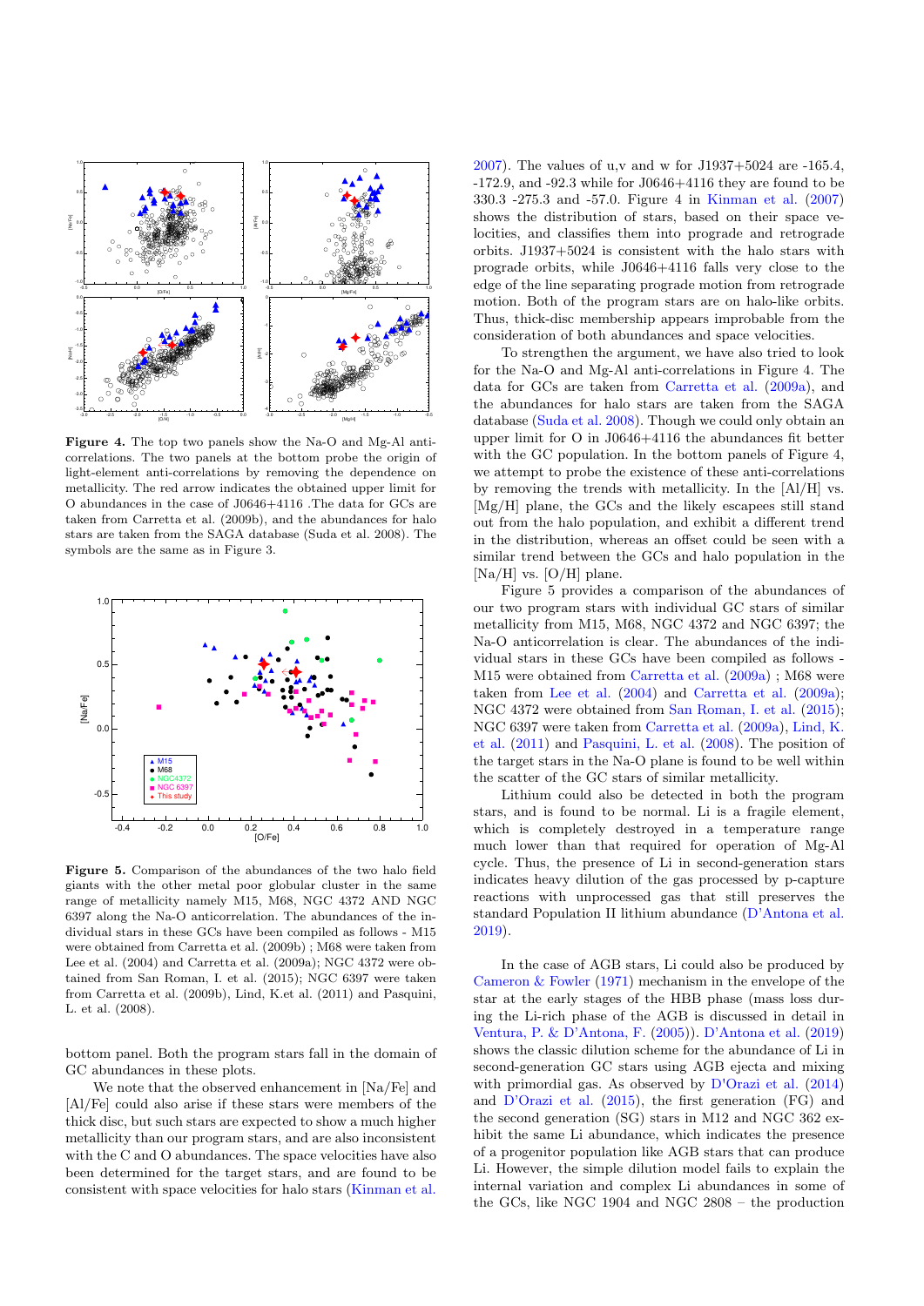**Figure 4.** The top two panels show the Na-O and Mg-Al anti-correlations. The two panels at the bottom probe the origin of light-element anti-correlations by removing the dependence on metallicity. The red arrow indicates the obtained upper limit for O abundances in the case of J0646+4116 .The data for GCs are taken from Carretta et al. (2009b), and the abundances for halo stars are taken from the SAGA database (Suda et al. 2008). The symbols are the same as in Figure 3.

**Figure 5.** Comparison of the abundances of the two halo field giants with the other metal poor globular cluster in the same range of metallicity namely M15, M68, NGC 4372 AND NGC 6397 along the Na-O anticorrelation. The abundances of the individual stars in these GCs have been compiled as follows - M15 were obtained from Carretta et al. (2009b) ; M68 were taken from Lee et al. (2004) and Carretta et al. (2009a); NGC 4372 were obtained from San Roman, I. et al. (2015); NGC 6397 were taken from Carretta et al. (2009b), Lind, K.et al. (2011) and Pasquini, L. et al. (2008).

bottom panel. Both the program stars fall in the domain of GC abundances in these plots.

We note that the observed enhancement in [Na/Fe] and [Al/Fe] could also arise if these stars were members of the thick disc, but such stars are expected to show a much higher metallicity than our program stars, and are also inconsistent with the C and O abundances. The space velocities have also been determined for the target stars, and are found to be consistent with space velocities for halo stars (Kinman et al. 2007). The values of u,v and w for J1937+5024 are -165.4, -172.9, and -92.3 while for J0646+4116 they are found to be 330.3 -275.3 and -57.0. Figure 4 in Kinman et al. (2007) shows the distribution of stars, based on their space velocities, and classifies them into prograde and retrograde orbits. J1937+5024 is consistent with the halo stars with prograde orbits, while J0646+4116 falls very close to the edge of the line separating prograde motion from retrograde motion. Both of the program stars are on halo-like orbits. Thus, thick-disc membership appears improbable from the consideration of both abundances and space velocities.

To strengthen the argument, we have also tried to look for the Na-O and Mg-Al anti-correlations in Figure 4. The data for GCs are taken from Carretta et al. (2009a), and the abundances for halo stars are taken from the SAGA database (Suda et al. 2008). Though we could only obtain an upper limit for O in J0646+4116 the abundances fit better with the GC population. In the bottom panels of Figure 4, we attempt to probe the existence of these anti-correlations by removing the trends with metallicity. In the [Al/H] vs. [Mg/H] plane, the GCs and the likely escapees still stand out from the halo population, and exhibit a different trend in the distribution, whereas an offset could be seen with a similar trend between the GCs and halo population in the [Na/H] vs. [O/H] plane.

Figure 5 provides a comparison of the abundances of our two program stars with individual GC stars of similar metallicity from M15, M68, NGC 4372 and NGC 6397; the Na-O anticorrelation is clear. The abundances of the individual stars in these GCs have been compiled as follows - M15 were obtained from Carretta et al. (2009a) ; M68 were taken from Lee et al. (2004) and Carretta et al. (2009a); NGC 4372 were obtained from San Roman, I. et al. (2015); NGC 6397 were taken from Carretta et al. (2009a), Lind, K. et al. (2011) and Pasquini, L. et al. (2008). The position of the target stars in the Na-O plane is found to be well within the scatter of the GC stars of similar metallicity.

Lithium could also be detected in both the program stars, and is found to be normal. Li is a fragile element, which is completely destroyed in a temperature range much lower than that required for operation of Mg-Al cycle. Thus, the presence of Li in second-generation stars indicates heavy dilution of the gas processed by p-capture reactions with unprocessed gas that still preserves the standard Population II lithium abundance (D'Antona et al. 2019).

In the case of AGB stars, Li could also be produced by Cameron & Fowler (1971) mechanism in the envelope of the star at the early stages of the HBB phase (mass loss during the Li-rich phase of the AGB is discussed in detail in Ventura, P. & D'Antona, F. (2005)). D'Antona et al. (2019) shows the classic dilution scheme for the abundance of Li in second-generation GC stars using AGB ejecta and mixing with primordial gas. As observed by D'Orazi et al. (2014) and D'Orazi et al. (2015), the first generation (FG) and the second generation (SG) stars in M12 and NGC 362 exhibit the same Li abundance, which indicates the presence of a progenitor population like AGB stars that can produce Li. However, the simple dilution model fails to explain the internal variation and complex Li abundances in some of the GCs, like NGC 1904 and NGC 2808 – the production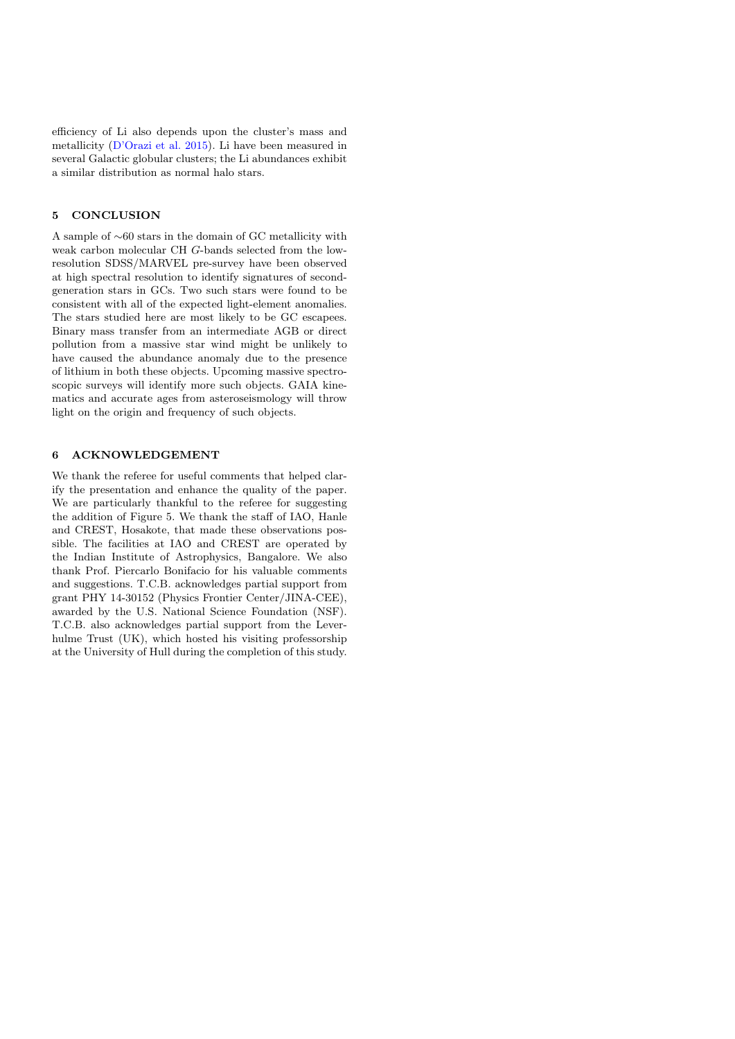efficiency of Li also depends upon the cluster's mass and metallicity (D'Orazi et al. 2015). Li have been measured in several Galactic globular clusters; the Li abundances exhibit a similar distribution as normal halo stars.

## 5 CONCLUSION

A sample of ∼60 stars in the domain of GC metallicity with weak carbon molecular CH *G*-bands selected from the low-resolution SDSS/MARVEL pre-survey have been observed at high spectral resolution to identify signatures of second-generation stars in GCs. Two such stars were found to be consistent with all of the expected light-element anomalies. The stars studied here are most likely to be GC escapees. Binary mass transfer from an intermediate AGB or direct pollution from a massive star wind might be unlikely to have caused the abundance anomaly due to the presence of lithium in both these objects. Upcoming massive spectroscopic surveys will identify more such objects. GAIA kinematics and accurate ages from asteroseismology will throw light on the origin and frequency of such objects.

## 6 ACKNOWLEDGEMENT

We thank the referee for useful comments that helped clarify the presentation and enhance the quality of the paper. We are particularly thankful to the referee for suggesting the addition of Figure 5. We thank the staff of IAO, Hanle and CREST, Hosakote, that made these observations possible. The facilities at IAO and CREST are operated by the Indian Institute of Astrophysics, Bangalore. We also thank Prof. Piercarlo Bonifacio for his valuable comments and suggestions. T.C.B. acknowledges partial support from grant PHY 14-30152 (Physics Frontier Center/JINA-CEE), awarded by the U.S. National Science Foundation (NSF). T.C.B. also acknowledges partial support from the Leverhulme Trust (UK), which hosted his visiting professorship at the University of Hull during the completion of this study.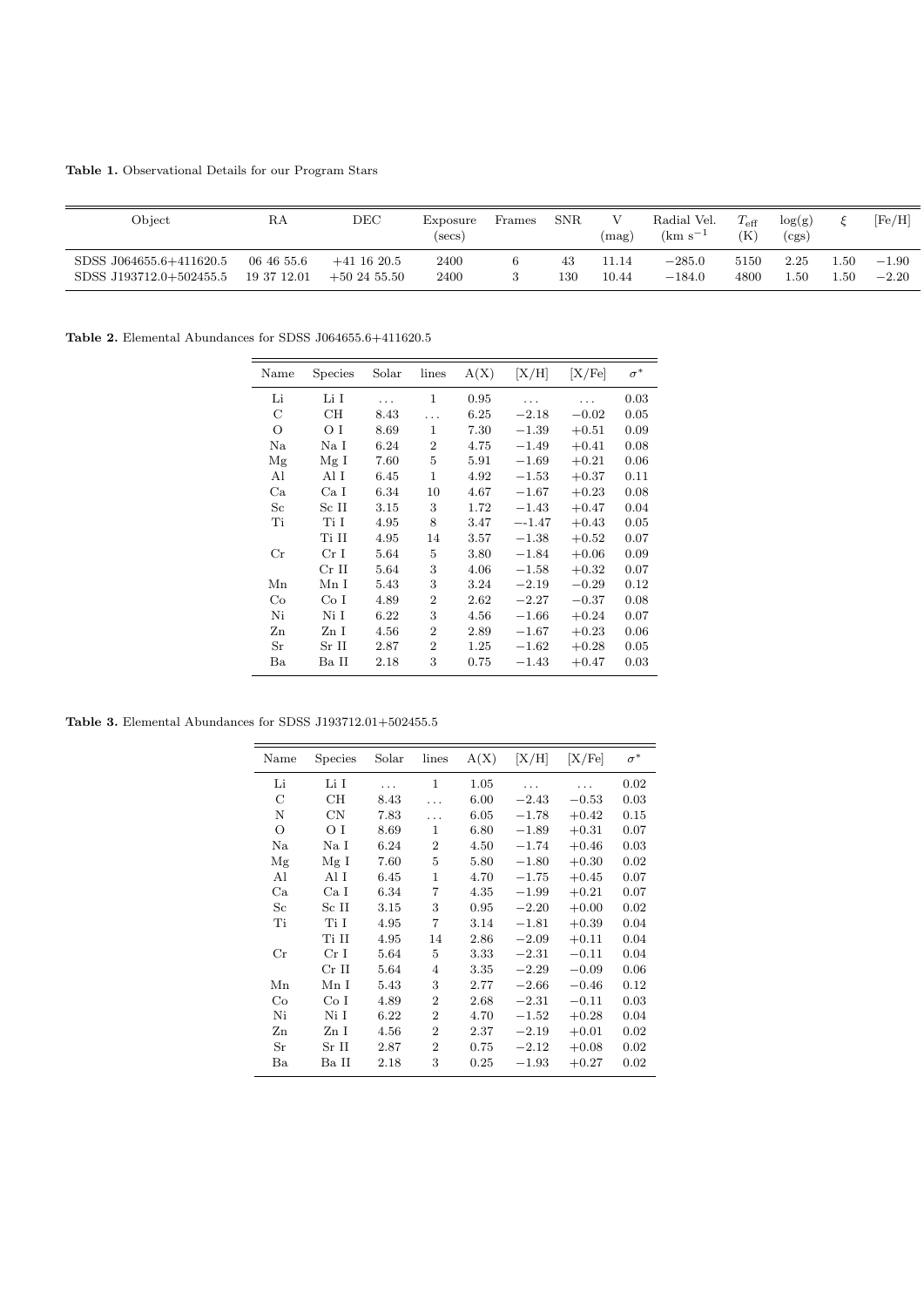**Table 1.** Observational Details for our Program Stars

| Object | RA | DEC | Exposure (secs) | Frames | SNR | V (mag) | Radial Vel. (km s$^{-1}$ | $T_{\rm eff}$ (K) | log(g) (cgs) | $\xi$ | [Fe/H] |
|---|---|---|---|---|---|---|---|---|---|---|---|
| SDSS J064655.6+411620.5 | 06 46 55.6 | +41 16 20.5 | 2400 | 6 | 43 | 11.14 | −285.0 | 5150 | 2.25 | 1.50 | −1.90 |
| SDSS J193712.0+502455.5 | 19 37 12.01 | +50 24 55.50 | 2400 | 3 | 130 | 10.44 | −184.0 | 4800 | 1.50 | 1.50 | −2.20 |

**Table 2.** Elemental Abundances for SDSS J064655.6+411620.5

| Name | Species | Solar | lines | A(X) | [X/H] | [X/Fe] | $\sigma^*$ |
|---|---|---|---|---|---|---|---|
| Li | Li I | ... | 1 | 0.95 | ... | ... | 0.03 |
| C | CH | 8.43 | ... | 6.25 | −2.18 | −0.02 | 0.05 |
| O | O I | 8.69 | 1 | 7.30 | −1.39 | +0.51 | 0.09 |
| Na | Na I | 6.24 | 2 | 4.75 | −1.49 | +0.41 | 0.08 |
| Mg | Mg I | 7.60 | 5 | 5.91 | −1.69 | +0.21 | 0.06 |
| Al | Al I | 6.45 | 1 | 4.92 | −1.53 | +0.37 | 0.11 |
| Ca | Ca I | 6.34 | 10 | 4.67 | −1.67 | +0.23 | 0.08 |
| Sc | Sc II | 3.15 | 3 | 1.72 | −1.43 | +0.47 | 0.04 |
| Ti | Ti I | 4.95 | 8 | 3.47 | −-1.47 | +0.43 | 0.05 |
| | Ti II | 4.95 | 14 | 3.57 | −1.38 | +0.52 | 0.07 |
| Cr | Cr I | 5.64 | 5 | 3.80 | −1.84 | +0.06 | 0.09 |
| | Cr II | 5.64 | 3 | 4.06 | −1.58 | +0.32 | 0.07 |
| Mn | Mn I | 5.43 | 3 | 3.24 | −2.19 | −0.29 | 0.12 |
| Co | Co I | 4.89 | 2 | 2.62 | −2.27 | −0.37 | 0.08 |
| Ni | Ni I | 6.22 | 3 | 4.56 | −1.66 | +0.24 | 0.07 |
| Zn | Zn I | 4.56 | 2 | 2.89 | −1.67 | +0.23 | 0.06 |
| Sr | Sr II | 2.87 | 2 | 1.25 | −1.62 | +0.28 | 0.05 |
| Ba | Ba II | 2.18 | 3 | 0.75 | −1.43 | +0.47 | 0.03 |

**Table 3.** Elemental Abundances for SDSS J193712.01+502455.5

| Name | Species | Solar | lines | A(X) | [X/H] | [X/Fe] | $\sigma^*$ |
|---|---|---|---|---|---|---|---|
| Li | Li I | ... | 1 | 1.05 | ... | ... | 0.02 |
| C | CH | 8.43 | ... | 6.00 | −2.43 | −0.53 | 0.03 |
| N | CN | 7.83 | ... | 6.05 | −1.78 | +0.42 | 0.15 |
| O | O I | 8.69 | 1 | 6.80 | −1.89 | +0.31 | 0.07 |
| Na | Na I | 6.24 | 2 | 4.50 | −1.74 | +0.46 | 0.03 |
| Mg | Mg I | 7.60 | 5 | 5.80 | −1.80 | +0.30 | 0.02 |
| Al | Al I | 6.45 | 1 | 4.70 | −1.75 | +0.45 | 0.07 |
| Ca | Ca I | 6.34 | 7 | 4.35 | −1.99 | +0.21 | 0.07 |
| Sc | Sc II | 3.15 | 3 | 0.95 | −2.20 | +0.00 | 0.02 |
| Ti | Ti I | 4.95 | 7 | 3.14 | −1.81 | +0.39 | 0.04 |
| | Ti II | 4.95 | 14 | 2.86 | −2.09 | +0.11 | 0.04 |
| Cr | Cr I | 5.64 | 5 | 3.33 | −2.31 | −0.11 | 0.04 |
| | Cr II | 5.64 | 4 | 3.35 | −2.29 | −0.09 | 0.06 |
| Mn | Mn I | 5.43 | 3 | 2.77 | −2.66 | −0.46 | 0.12 |
| Co | Co I | 4.89 | 2 | 2.68 | −2.31 | −0.11 | 0.03 |
| Ni | Ni I | 6.22 | 2 | 4.70 | −1.52 | +0.28 | 0.04 |
| Zn | Zn I | 4.56 | 2 | 2.37 | −2.19 | +0.01 | 0.02 |
| Sr | Sr II | 2.87 | 2 | 0.75 | −2.12 | +0.08 | 0.02 |
| Ba | Ba II | 2.18 | 3 | 0.25 | −1.93 | +0.27 | 0.02 |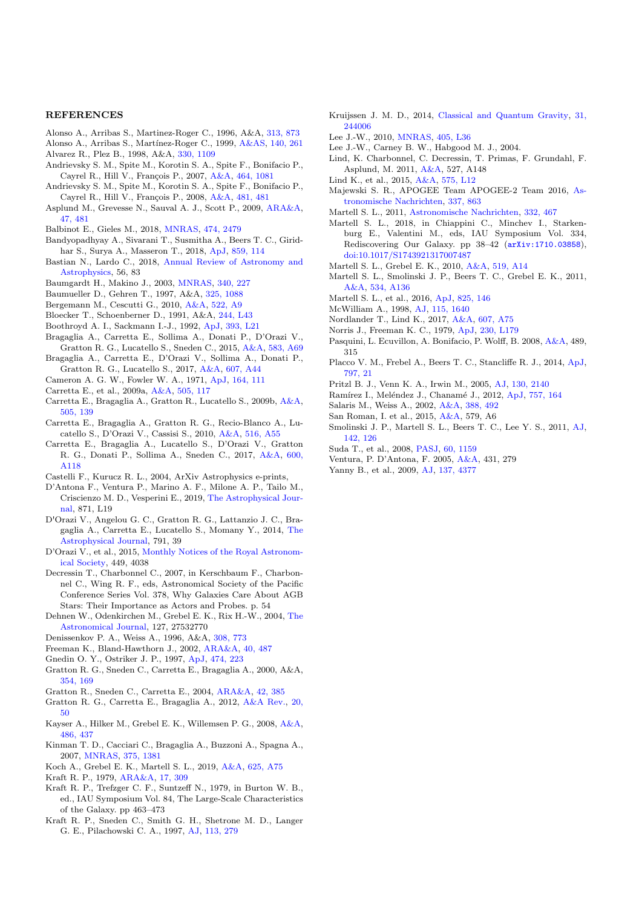## REFERENCES

Alonso A., Arribas S., Martinez-Roger C., 1996, A&A, 313, 873

Alonso A., Arribas S., Martínez-Roger C., 1999, A&AS, 140, 261

Alvarez R., Plez B., 1998, A&A, 330, 1109

Andrievsky S. M., Spite M., Korotin S. A., Spite F., Bonifacio P., Cayrel R., Hill V., François P., 2007, A&A, 464, 1081

Andrievsky S. M., Spite M., Korotin S. A., Spite F., Bonifacio P., Cayrel R., Hill V., François P., 2008, A&A, 481, 481

Asplund M., Grevesse N., Sauval A. J., Scott P., 2009, ARA&A, 47, 481

Balbinot E., Gieles M., 2018, MNRAS, 474, 2479

Bandyopadhyay A., Sivarani T., Susmitha A., Beers T. C., Giridhar S., Surya A., Masseron T., 2018, ApJ, 859, 114

Bastian N., Lardo C., 2018, Annual Review of Astronomy and Astrophysics, 56, 83

Baumgardt H., Makino J., 2003, MNRAS, 340, 227

Baumueller D., Gehren T., 1997, A&A, 325, 1088

Bergemann M., Cescutti G., 2010, A&A, 522, A9

Bloecker T., Schoenberner D., 1991, A&A, 244, L43

Boothroyd A. I., Sackmann I.-J., 1992, ApJ, 393, L21

Bragaglia A., Carretta E., Sollima A., Donati P., D'Orazi V., Gratton R. G., Lucatello S., Sneden C., 2015, A&A, 583, A69

Bragaglia A., Carretta E., D'Orazi V., Sollima A., Donati P., Gratton R. G., Lucatello S., 2017, A&A, 607, A44

Cameron A. G. W., Fowler W. A., 1971, ApJ, 164, 111

Carretta E., et al., 2009a, A&A, 505, 117

Carretta E., Bragaglia A., Gratton R., Lucatello S., 2009b, A&A, 505, 139

Carretta E., Bragaglia A., Gratton R. G., Recio-Blanco A., Lucatello S., D'Orazi V., Cassisi S., 2010, A&A, 516, A55

Carretta E., Bragaglia A., Lucatello S., D'Orazi V., Gratton R. G., Donati P., Sollima A., Sneden C., 2017, A&A, 600, A118

Castelli F., Kurucz R. L., 2004, ArXiv Astrophysics e-prints,

D'Antona F., Ventura P., Marino A. F., Milone A. P., Tailo M., Criscienzo M. D., Vesperini E., 2019, The Astrophysical Journal, 871, L19

D'Orazi V., Angelou G. C., Gratton R. G., Lattanzio J. C., Bragaglia A., Carretta E., Lucatello S., Momany Y., 2014, The Astrophysical Journal, 791, 39

D'Orazi V., et al., 2015, Monthly Notices of the Royal Astronomical Society, 449, 4038

Decressin T., Charbonnel C., 2007, in Kerschbaum F., Charbonnel C., Wing R. F., eds, Astronomical Society of the Pacific Conference Series Vol. 378, Why Galaxies Care About AGB Stars: Their Importance as Actors and Probes. p. 54

Dehnen W., Odenkirchen M., Grebel E. K., Rix H.-W., 2004, The Astronomical Journal, 127, 27532770

Denissenkov P. A., Weiss A., 1996, A&A, 308, 773

Freeman K., Bland-Hawthorn J., 2002, ARA&A, 40, 487

Gnedin O. Y., Ostriker J. P., 1997, ApJ, 474, 223

Gratton R. G., Sneden C., Carretta E., Bragaglia A., 2000, A&A, 354, 169

Gratton R., Sneden C., Carretta E., 2004, ARA&A, 42, 385

Gratton R. G., Carretta E., Bragaglia A., 2012, A&A Rev., 20, 50

Kayser A., Hilker M., Grebel E. K., Willemsen P. G., 2008, A&A, 486, 437

Kinman T. D., Cacciari C., Bragaglia A., Buzzoni A., Spagna A., 2007, MNRAS, 375, 1381

Koch A., Grebel E. K., Martell S. L., 2019, A&A, 625, A75

Kraft R. P., 1979, ARA&A, 17, 309

Kraft R. P., Trefzger C. F., Suntzeff N., 1979, in Burton W. B., ed., IAU Symposium Vol. 84, The Large-Scale Characteristics of the Galaxy. pp 463–473

Kraft R. P., Sneden C., Smith G. H., Shetrone M. D., Langer G. E., Pilachowski C. A., 1997, AJ, 113, 279

Kruijssen J. M. D., 2014, Classical and Quantum Gravity, 31, 244006

Lee J.-W., 2010, MNRAS, 405, L36

Lee J.-W., Carney B. W., Habgood M. J., 2004.

Lind, K. Charbonnel, C. Decressin, T. Primas, F. Grundahl, F. Asplund, M. 2011, A&A, 527, A148

Lind K., et al., 2015, A&A, 575, L12

Majewski S. R., APOGEE Team APOGEE-2 Team 2016, Astronomische Nachrichten, 337, 863

Martell S. L., 2011, Astronomische Nachrichten, 332, 467

Martell S. L., 2018, in Chiappini C., Minchev I., Starkenburg E., Valentini M., eds, IAU Symposium Vol. 334, Rediscovering Our Galaxy. pp 38–42 (arXiv:1710.03858), doi:10.1017/S1743921317007487

Martell S. L., Grebel E. K., 2010, A&A, 519, A14

Martell S. L., Smolinski J. P., Beers T. C., Grebel E. K., 2011, A&A, 534, A136

Martell S. L., et al., 2016, ApJ, 825, 146

McWilliam A., 1998, AJ, 115, 1640

Nordlander T., Lind K., 2017, A&A, 607, A75

Norris J., Freeman K. C., 1979, ApJ, 230, L179

Pasquini, L. Ecuvillon, A. Bonifacio, P. Wolff, B. 2008, A&A, 489, 315

Placco V. M., Frebel A., Beers T. C., Stancliffe R. J., 2014, ApJ, 797, 21

Pritzl B. J., Venn K. A., Irwin M., 2005, AJ, 130, 2140

Ramírez I., Meléndez J., Chanamé J., 2012, ApJ, 757, 164

Salaris M., Weiss A., 2002, A&A, 388, 492

San Roman, I. et al., 2015, A&A, 579, A6

Smolinski J. P., Martell S. L., Beers T. C., Lee Y. S., 2011, AJ, 142, 126

Suda T., et al., 2008, PASJ, 60, 1159

Ventura, P. D'Antona, F. 2005, A&A, 431, 279

Yanny B., et al., 2009, AJ, 137, 4377